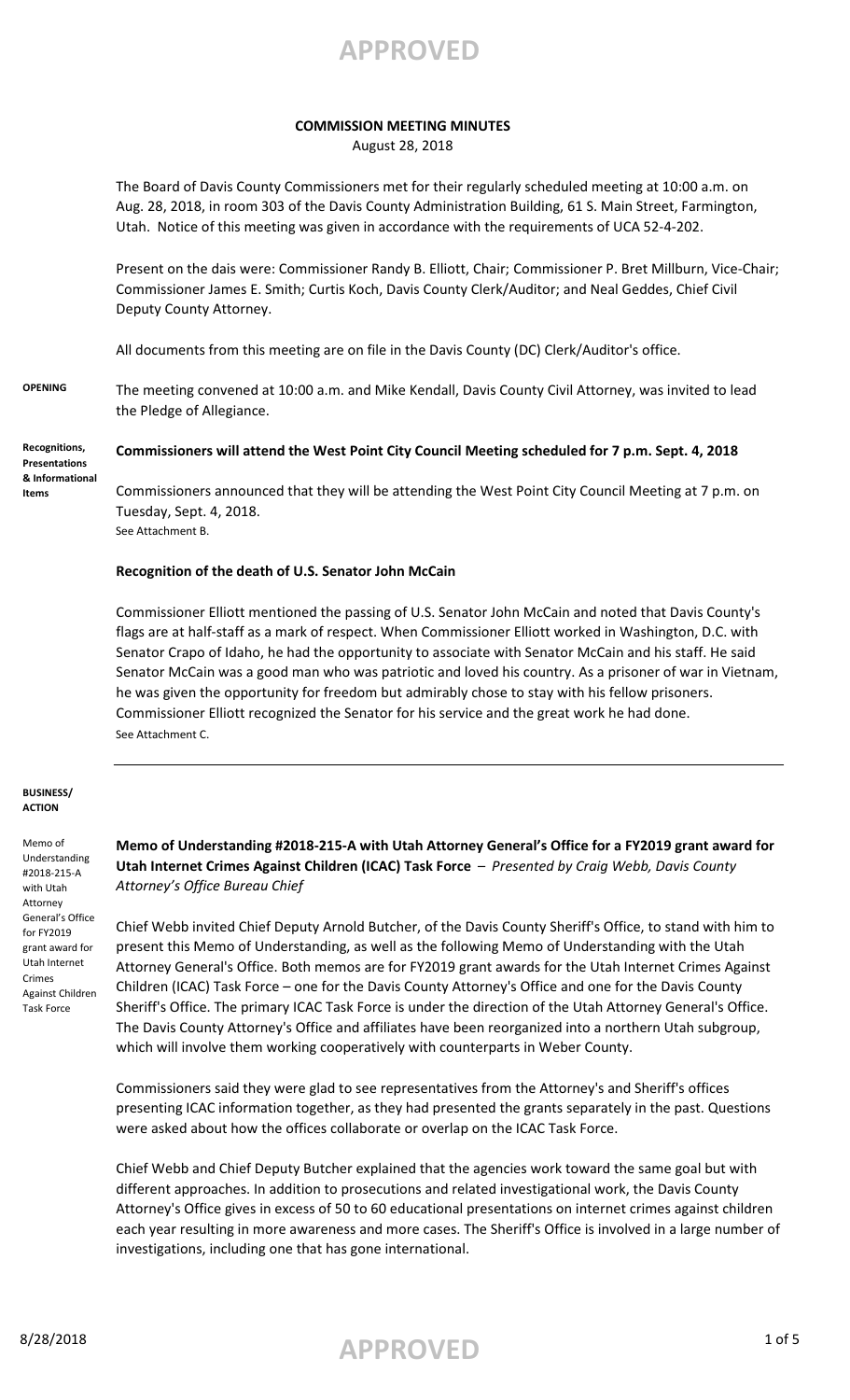# COMMISSION MEETING MINUTES

August 28, 2018

The Board of Davis County Commissioners met for their regularly scheduled meeting at 10:00 a.m. on Aug. 28, 2018, in room 303 of the Davis County Administration Building, 61 S. Main Street, Farmington, Utah. Notice of this meeting was given in accordance with the requirements of UCA 52-4-202.

Present on the dais were: Commissioner Randy B. Elliott, Chair; Commissioner P. Bret Millburn, Vice-Chair; Commissioner James E. Smith; Curtis Koch, Davis County Clerk/Auditor; and Neal Geddes, Chief Civil Deputy County Attorney.

All documents from this meeting are on file in the Davis County (DC) Clerk/Auditor's office.

**OPENING**

The meeting convened at 10:00 a.m. and Mike Kendall, Davis County Civil Attorney, was invited to lead the Pledge of Allegiance.

**Recognitions, Presentations & Informational Items**

**Commissioners will attend the West Point City Council Meeting scheduled for 7 p.m. Sept. 4, 2018**

Commissioners announced that they will be attending the West Point City Council Meeting at 7 p.m. on Tuesday, Sept. 4, 2018.
See Attachment B.

**Recognition of the death of U.S. Senator John McCain**

Commissioner Elliott mentioned the passing of U.S. Senator John McCain and noted that Davis County's flags are at half-staff as a mark of respect. When Commissioner Elliott worked in Washington, D.C. with Senator Crapo of Idaho, he had the opportunity to associate with Senator McCain and his staff. He said Senator McCain was a good man who was patriotic and loved his country. As a prisoner of war in Vietnam, he was given the opportunity for freedom but admirably chose to stay with his fellow prisoners. Commissioner Elliott recognized the Senator for his service and the great work he had done.
See Attachment C.

**BUSINESS/ ACTION**

*Memo of Understanding #2018-215-A with Utah Attorney General's Office for FY2019 grant award for Utah Internet Crimes Against Children Task Force*

**Memo of Understanding #2018-215-A with Utah Attorney General's Office for a FY2019 grant award for Utah Internet Crimes Against Children (ICAC) Task Force** – *Presented by Craig Webb, Davis County Attorney's Office Bureau Chief*

Chief Webb invited Chief Deputy Arnold Butcher, of the Davis County Sheriff's Office, to stand with him to present this Memo of Understanding, as well as the following Memo of Understanding with the Utah Attorney General's Office. Both memos are for FY2019 grant awards for the Utah Internet Crimes Against Children (ICAC) Task Force – one for the Davis County Attorney's Office and one for the Davis County Sheriff's Office. The primary ICAC Task Force is under the direction of the Utah Attorney General's Office. The Davis County Attorney's Office and affiliates have been reorganized into a northern Utah subgroup, which will involve them working cooperatively with counterparts in Weber County.

Commissioners said they were glad to see representatives from the Attorney's and Sheriff's offices presenting ICAC information together, as they had presented the grants separately in the past. Questions were asked about how the offices collaborate or overlap on the ICAC Task Force.

Chief Webb and Chief Deputy Butcher explained that the agencies work toward the same goal but with different approaches. In addition to prosecutions and related investigational work, the Davis County Attorney's Office gives in excess of 50 to 60 educational presentations on internet crimes against children each year resulting in more awareness and more cases. The Sheriff's Office is involved in a large number of investigations, including one that has gone international.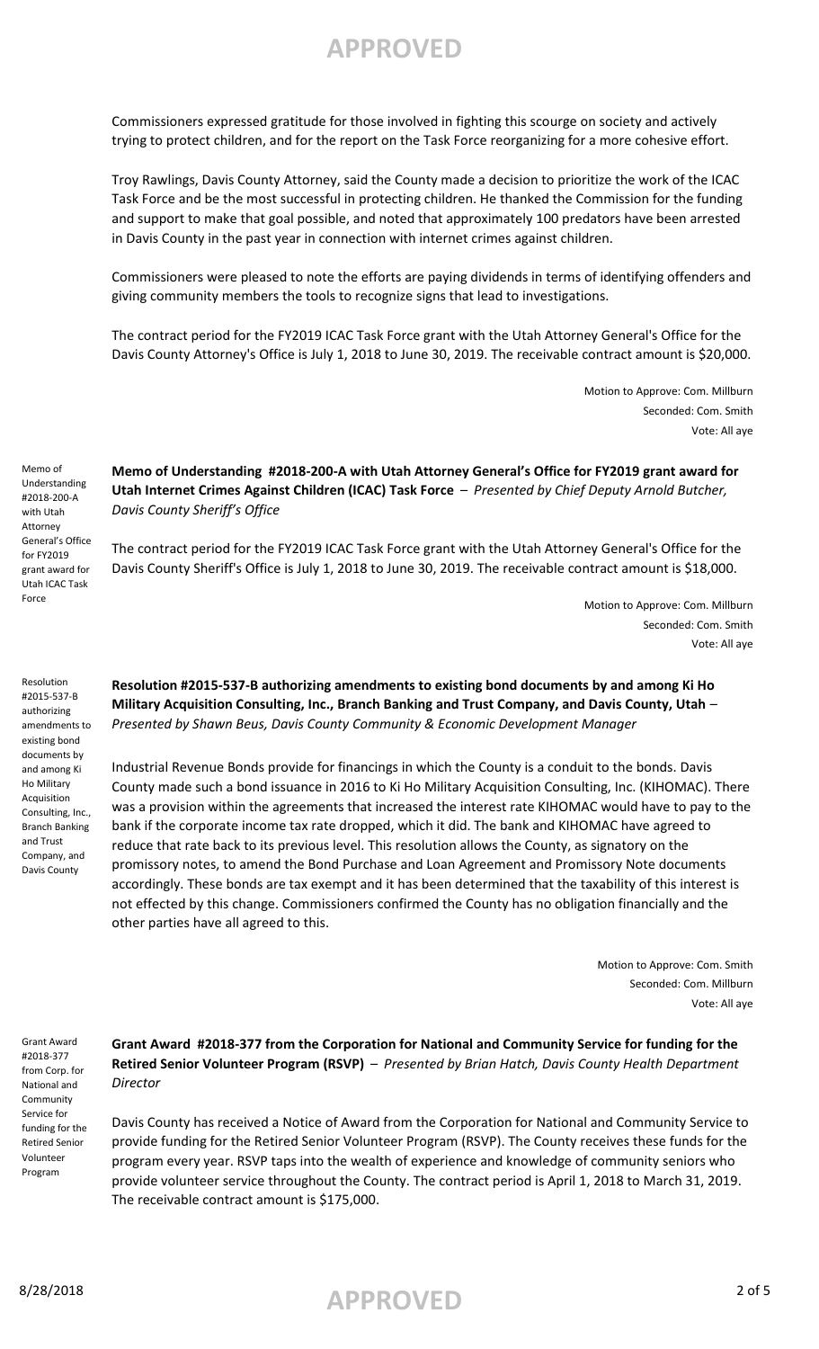Commissioners expressed gratitude for those involved in fighting this scourge on society and actively trying to protect children, and for the report on the Task Force reorganizing for a more cohesive effort.

Troy Rawlings, Davis County Attorney, said the County made a decision to prioritize the work of the ICAC Task Force and be the most successful in protecting children. He thanked the Commission for the funding and support to make that goal possible, and noted that approximately 100 predators have been arrested in Davis County in the past year in connection with internet crimes against children.

Commissioners were pleased to note the efforts are paying dividends in terms of identifying offenders and giving community members the tools to recognize signs that lead to investigations.

The contract period for the FY2019 ICAC Task Force grant with the Utah Attorney General's Office for the Davis County Attorney's Office is July 1, 2018 to June 30, 2019. The receivable contract amount is $20,000.

Motion to Approve: Com. Millburn
Seconded: Com. Smith
Vote: All aye

Memo of Understanding #2018-200-A with Utah Attorney General's Office for FY2019 grant award for Utah ICAC Task Force

**Memo of Understanding #2018-200-A with Utah Attorney General's Office for FY2019 grant award for Utah Internet Crimes Against Children (ICAC) Task Force** – *Presented by Chief Deputy Arnold Butcher, Davis County Sheriff's Office*

The contract period for the FY2019 ICAC Task Force grant with the Utah Attorney General's Office for the Davis County Sheriff's Office is July 1, 2018 to June 30, 2019. The receivable contract amount is $18,000.

Motion to Approve: Com. Millburn
Seconded: Com. Smith
Vote: All aye

Resolution #2015-537-B authorizing amendments to existing bond documents by and among Ki Ho Military Acquisition Consulting, Inc., Branch Banking and Trust Company, and Davis County

**Resolution #2015-537-B authorizing amendments to existing bond documents by and among Ki Ho Military Acquisition Consulting, Inc., Branch Banking and Trust Company, and Davis County, Utah** – *Presented by Shawn Beus, Davis County Community & Economic Development Manager*

Industrial Revenue Bonds provide for financings in which the County is a conduit to the bonds. Davis County made such a bond issuance in 2016 to Ki Ho Military Acquisition Consulting, Inc. (KIHOMAC). There was a provision within the agreements that increased the interest rate KIHOMAC would have to pay to the bank if the corporate income tax rate dropped, which it did. The bank and KIHOMAC have agreed to reduce that rate back to its previous level. This resolution allows the County, as signatory on the promissory notes, to amend the Bond Purchase and Loan Agreement and Promissory Note documents accordingly. These bonds are tax exempt and it has been determined that the taxability of this interest is not effected by this change. Commissioners confirmed the County has no obligation financially and the other parties have all agreed to this.

Motion to Approve: Com. Smith
Seconded: Com. Millburn
Vote: All aye

Grant Award #2018-377 from Corp. for National and Community Service for funding for the Retired Senior Volunteer Program

**Grant Award #2018-377 from the Corporation for National and Community Service for funding for the Retired Senior Volunteer Program (RSVP)** – *Presented by Brian Hatch, Davis County Health Department Director*

Davis County has received a Notice of Award from the Corporation for National and Community Service to provide funding for the Retired Senior Volunteer Program (RSVP). The County receives these funds for the program every year. RSVP taps into the wealth of experience and knowledge of community seniors who provide volunteer service throughout the County. The contract period is April 1, 2018 to March 31, 2019. The receivable contract amount is $175,000.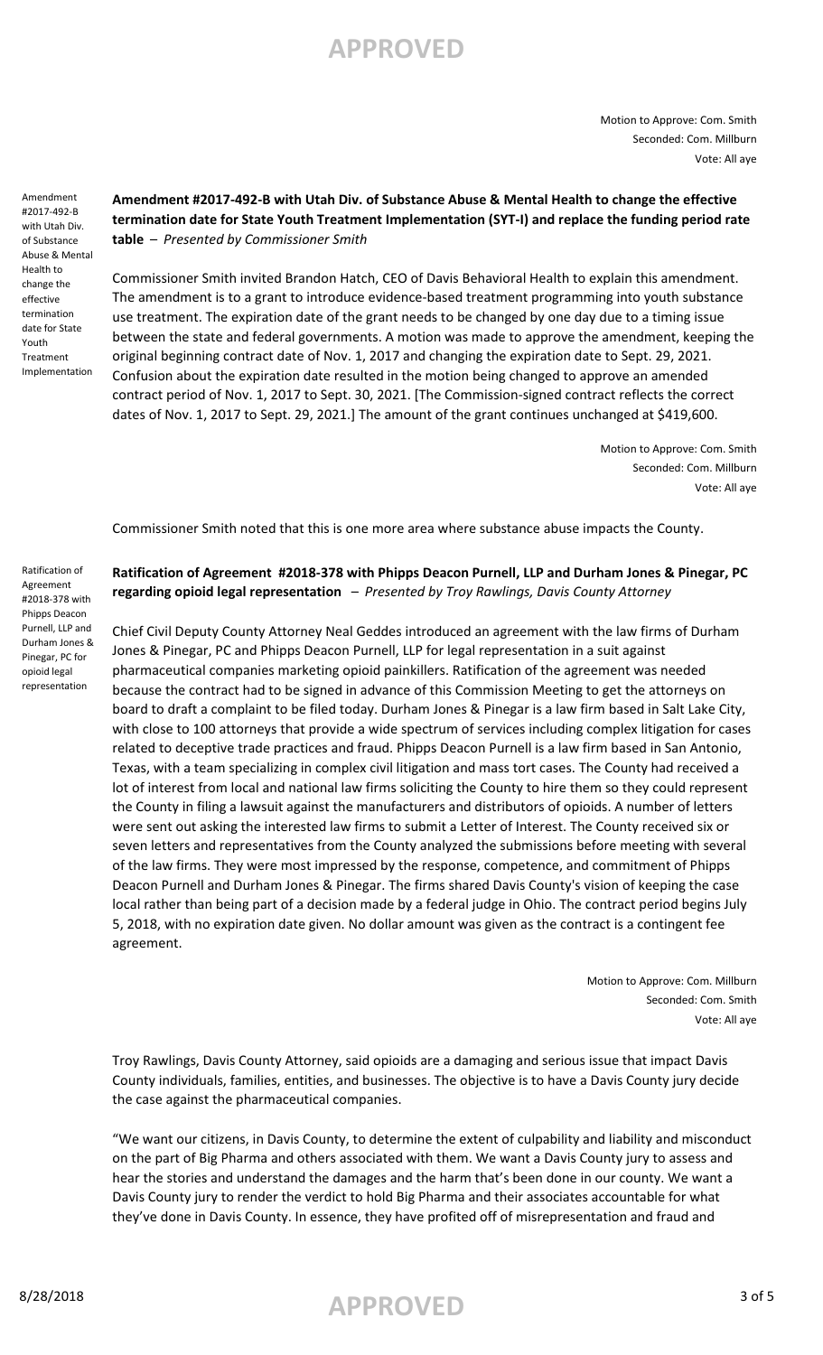Motion to Approve: Com. Smith
Seconded: Com. Millburn
Vote: All aye

Amendment #2017-492-B with Utah Div. of Substance Abuse & Mental Health to change the effective termination date for State Youth Treatment Implementation

**Amendment #2017-492-B with Utah Div. of Substance Abuse & Mental Health to change the effective termination date for State Youth Treatment Implementation (SYT-I) and replace the funding period rate table** – *Presented by Commissioner Smith*

Commissioner Smith invited Brandon Hatch, CEO of Davis Behavioral Health to explain this amendment. The amendment is to a grant to introduce evidence-based treatment programming into youth substance use treatment. The expiration date of the grant needs to be changed by one day due to a timing issue between the state and federal governments. A motion was made to approve the amendment, keeping the original beginning contract date of Nov. 1, 2017 and changing the expiration date to Sept. 29, 2021. Confusion about the expiration date resulted in the motion being changed to approve an amended contract period of Nov. 1, 2017 to Sept. 30, 2021. [The Commission-signed contract reflects the correct dates of Nov. 1, 2017 to Sept. 29, 2021.] The amount of the grant continues unchanged at $419,600.

Motion to Approve: Com. Smith
Seconded: Com. Millburn
Vote: All aye

Commissioner Smith noted that this is one more area where substance abuse impacts the County.

Ratification of Agreement #2018-378 with Phipps Deacon Purnell, LLP and Durham Jones & Pinegar, PC for opioid legal representation

**Ratification of Agreement #2018-378 with Phipps Deacon Purnell, LLP and Durham Jones & Pinegar, PC regarding opioid legal representation** – *Presented by Troy Rawlings, Davis County Attorney*

Chief Civil Deputy County Attorney Neal Geddes introduced an agreement with the law firms of Durham Jones & Pinegar, PC and Phipps Deacon Purnell, LLP for legal representation in a suit against pharmaceutical companies marketing opioid painkillers. Ratification of the agreement was needed because the contract had to be signed in advance of this Commission Meeting to get the attorneys on board to draft a complaint to be filed today. Durham Jones & Pinegar is a law firm based in Salt Lake City, with close to 100 attorneys that provide a wide spectrum of services including complex litigation for cases related to deceptive trade practices and fraud. Phipps Deacon Purnell is a law firm based in San Antonio, Texas, with a team specializing in complex civil litigation and mass tort cases. The County had received a lot of interest from local and national law firms soliciting the County to hire them so they could represent the County in filing a lawsuit against the manufacturers and distributors of opioids. A number of letters were sent out asking the interested law firms to submit a Letter of Interest. The County received six or seven letters and representatives from the County analyzed the submissions before meeting with several of the law firms. They were most impressed by the response, competence, and commitment of Phipps Deacon Purnell and Durham Jones & Pinegar. The firms shared Davis County's vision of keeping the case local rather than being part of a decision made by a federal judge in Ohio. The contract period begins July 5, 2018, with no expiration date given. No dollar amount was given as the contract is a contingent fee agreement.

Motion to Approve: Com. Millburn
Seconded: Com. Smith
Vote: All aye

Troy Rawlings, Davis County Attorney, said opioids are a damaging and serious issue that impact Davis County individuals, families, entities, and businesses. The objective is to have a Davis County jury decide the case against the pharmaceutical companies.

"We want our citizens, in Davis County, to determine the extent of culpability and liability and misconduct on the part of Big Pharma and others associated with them. We want a Davis County jury to assess and hear the stories and understand the damages and the harm that's been done in our county. We want a Davis County jury to render the verdict to hold Big Pharma and their associates accountable for what they've done in Davis County. In essence, they have profited off of misrepresentation and fraud and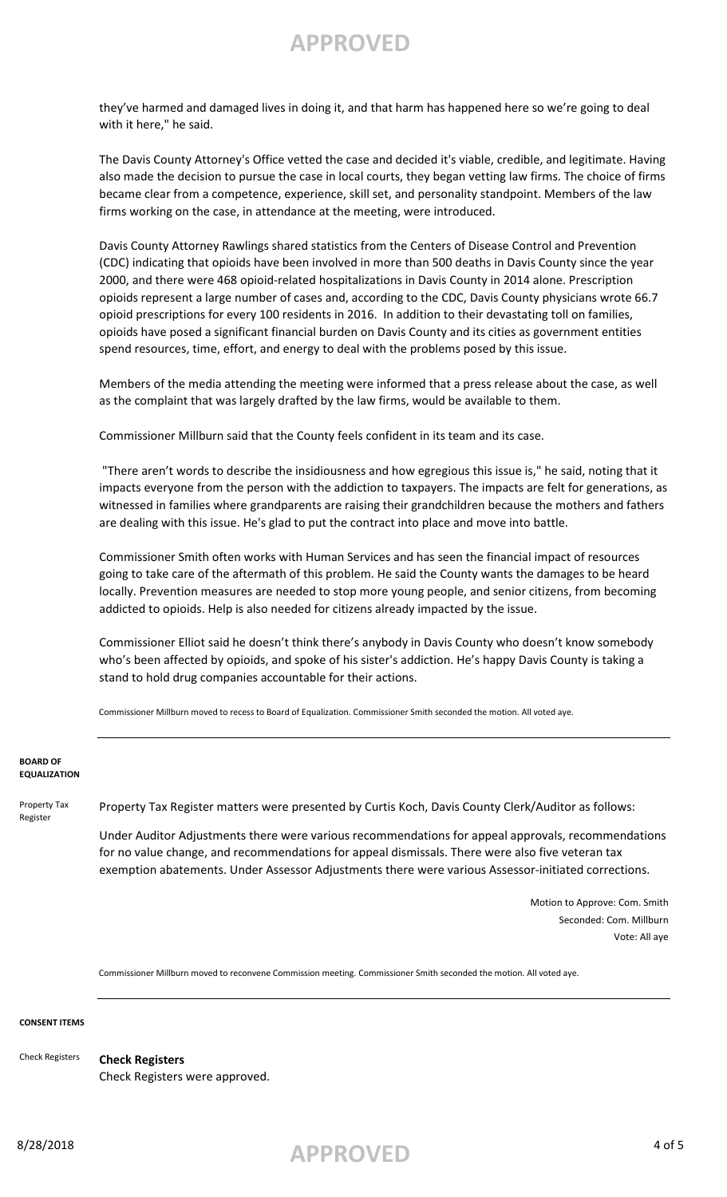they've harmed and damaged lives in doing it, and that harm has happened here so we're going to deal with it here," he said.

The Davis County Attorney's Office vetted the case and decided it's viable, credible, and legitimate. Having also made the decision to pursue the case in local courts, they began vetting law firms. The choice of firms became clear from a competence, experience, skill set, and personality standpoint. Members of the law firms working on the case, in attendance at the meeting, were introduced.

Davis County Attorney Rawlings shared statistics from the Centers of Disease Control and Prevention (CDC) indicating that opioids have been involved in more than 500 deaths in Davis County since the year 2000, and there were 468 opioid-related hospitalizations in Davis County in 2014 alone. Prescription opioids represent a large number of cases and, according to the CDC, Davis County physicians wrote 66.7 opioid prescriptions for every 100 residents in 2016. In addition to their devastating toll on families, opioids have posed a significant financial burden on Davis County and its cities as government entities spend resources, time, effort, and energy to deal with the problems posed by this issue.

Members of the media attending the meeting were informed that a press release about the case, as well as the complaint that was largely drafted by the law firms, would be available to them.

Commissioner Millburn said that the County feels confident in its team and its case.

"There aren't words to describe the insidiousness and how egregious this issue is," he said, noting that it impacts everyone from the person with the addiction to taxpayers. The impacts are felt for generations, as witnessed in families where grandparents are raising their grandchildren because the mothers and fathers are dealing with this issue. He's glad to put the contract into place and move into battle.

Commissioner Smith often works with Human Services and has seen the financial impact of resources going to take care of the aftermath of this problem. He said the County wants the damages to be heard locally. Prevention measures are needed to stop more young people, and senior citizens, from becoming addicted to opioids. Help is also needed for citizens already impacted by the issue.

Commissioner Elliot said he doesn't think there's anybody in Davis County who doesn't know somebody who's been affected by opioids, and spoke of his sister's addiction. He's happy Davis County is taking a stand to hold drug companies accountable for their actions.

Commissioner Millburn moved to recess to Board of Equalization. Commissioner Smith seconded the motion. All voted aye.

---

**BOARD OF EQUALIZATION**

**Property Tax Register**

Property Tax Register matters were presented by Curtis Koch, Davis County Clerk/Auditor as follows:

Under Auditor Adjustments there were various recommendations for appeal approvals, recommendations for no value change, and recommendations for appeal dismissals. There were also five veteran tax exemption abatements. Under Assessor Adjustments there were various Assessor-initiated corrections.

Motion to Approve: Com. Smith
Seconded: Com. Millburn
Vote: All aye

Commissioner Millburn moved to reconvene Commission meeting. Commissioner Smith seconded the motion. All voted aye.

---

**CONSENT ITEMS**

**Check Registers**

**Check Registers**
Check Registers were approved.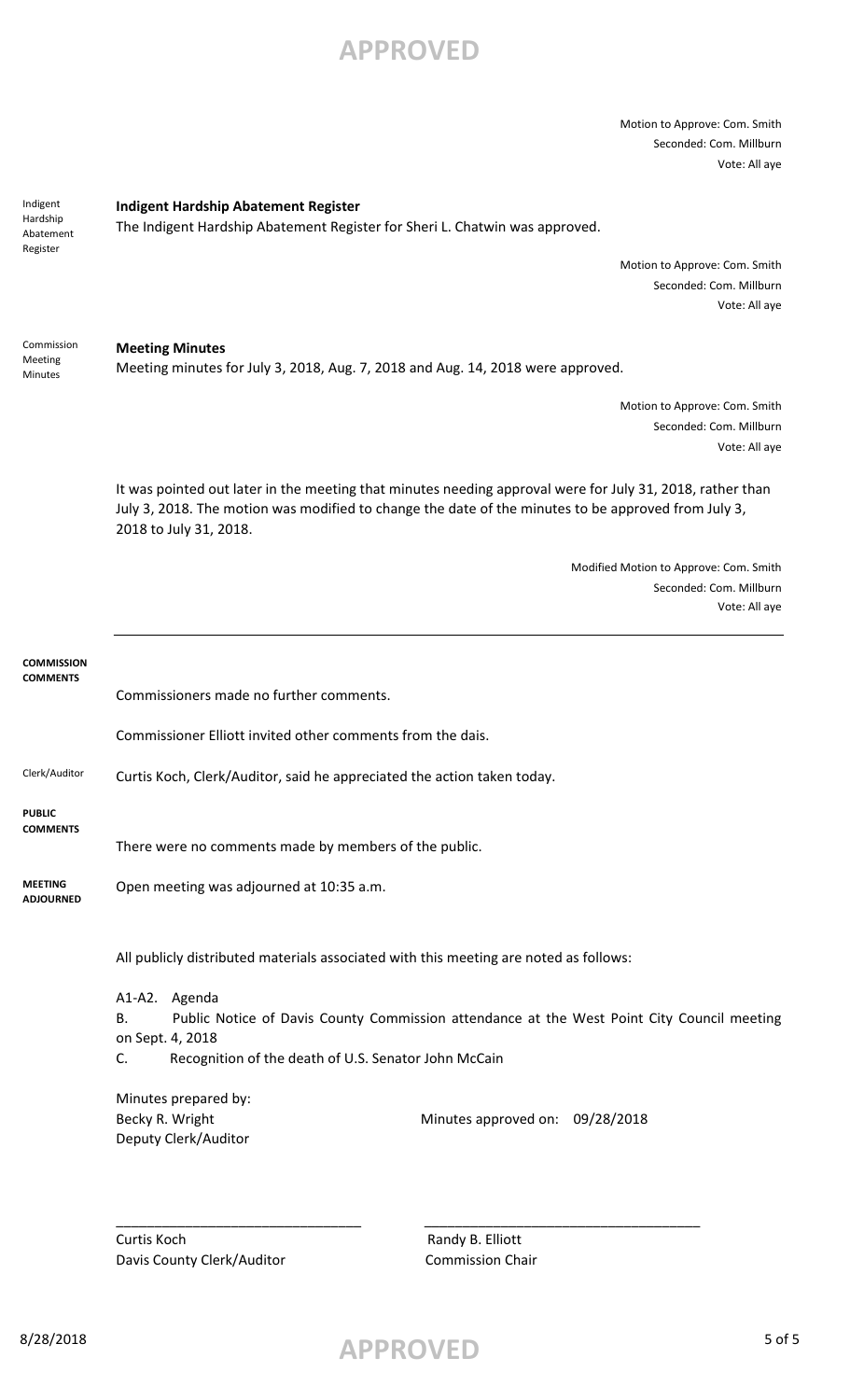Motion to Approve: Com. Smith
Seconded: Com. Millburn
Vote: All aye

Indigent Hardship Abatement Register

**Indigent Hardship Abatement Register**

The Indigent Hardship Abatement Register for Sheri L. Chatwin was approved.

Motion to Approve: Com. Smith
Seconded: Com. Millburn
Vote: All aye

Commission Meeting Minutes

**Meeting Minutes**

Meeting minutes for July 3, 2018, Aug. 7, 2018 and Aug. 14, 2018 were approved.

Motion to Approve: Com. Smith
Seconded: Com. Millburn
Vote: All aye

It was pointed out later in the meeting that minutes needing approval were for July 31, 2018, rather than July 3, 2018. The motion was modified to change the date of the minutes to be approved from July 3, 2018 to July 31, 2018.

Modified Motion to Approve: Com. Smith
Seconded: Com. Millburn
Vote: All aye

---

**COMMISSION COMMENTS**

Commissioners made no further comments.

Commissioner Elliott invited other comments from the dais.

Clerk/Auditor

Curtis Koch, Clerk/Auditor, said he appreciated the action taken today.

**PUBLIC COMMENTS**

There were no comments made by members of the public.

**MEETING ADJOURNED**

Open meeting was adjourned at 10:35 a.m.

All publicly distributed materials associated with this meeting are noted as follows:

A1-A2. Agenda
B. Public Notice of Davis County Commission attendance at the West Point City Council meeting on Sept. 4, 2018
C. Recognition of the death of U.S. Senator John McCain

Minutes prepared by:
Becky R. Wright
Deputy Clerk/Auditor

Minutes approved on: 09/28/2018

________________________________
Curtis Koch
Davis County Clerk/Auditor

________________________________
Randy B. Elliott
Commission Chair